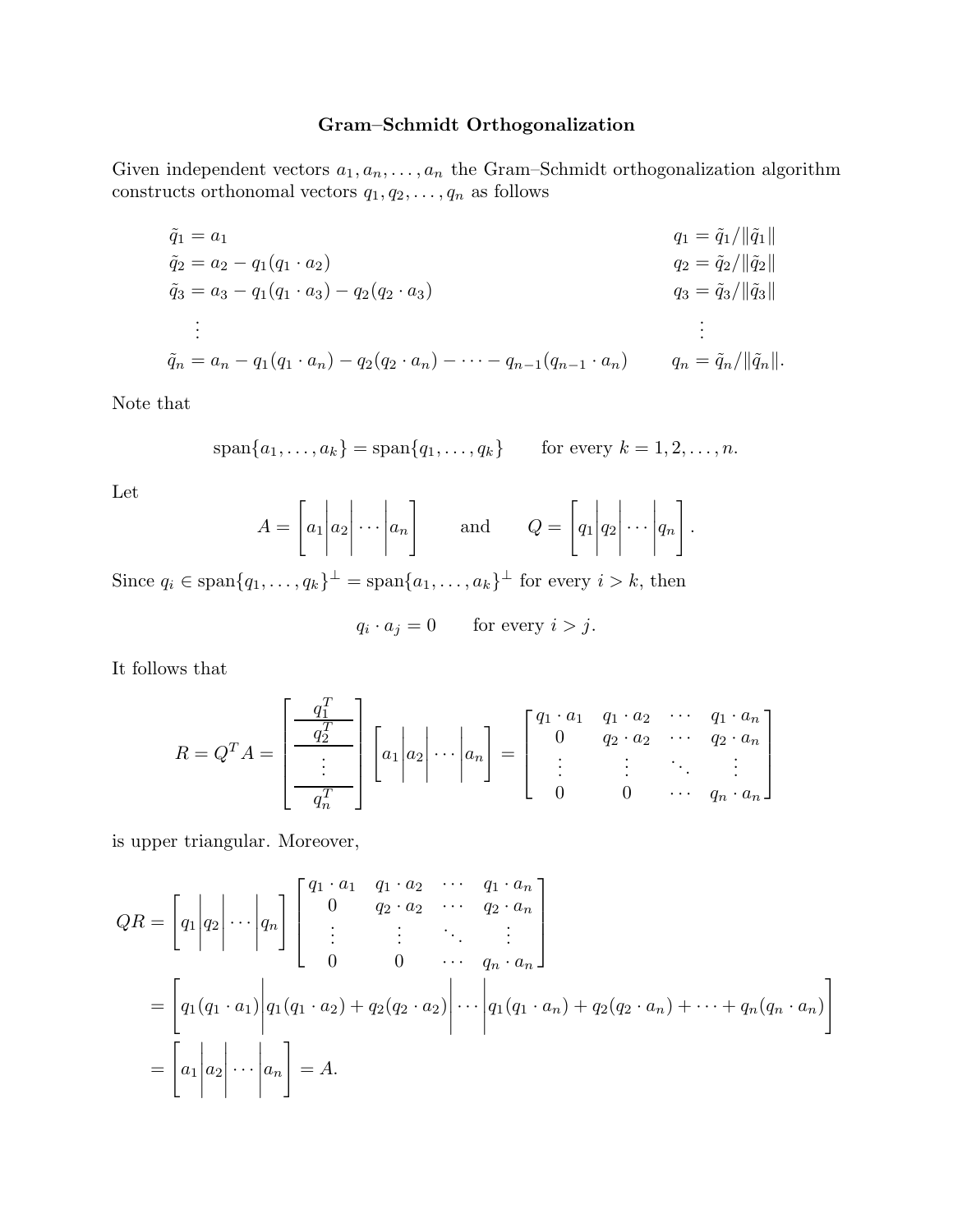# Gram–Schmidt Orthogonalization

Given independent vectors $a_1, a_n, \ldots, a_n$ the Gram–Schmidt orthogonalization algorithm constructs orthonomal vectors $q_1, q_2, \ldots, q_n$ as follows

$$
\begin{aligned}
\tilde{q}_1 &= a_1 & q_1 &= \tilde{q}_1/\|\tilde{q}_1\| \\
\tilde{q}_2 &= a_2 - q_1(q_1 \cdot a_2) & q_2 &= \tilde{q}_2/\|\tilde{q}_2\| \\
\tilde{q}_3 &= a_3 - q_1(q_1 \cdot a_3) - q_2(q_2 \cdot a_3) & q_3 &= \tilde{q}_3/\|\tilde{q}_3\| \\
&\vdots & &\vdots \\
\tilde{q}_n &= a_n - q_1(q_1 \cdot a_n) - q_2(q_2 \cdot a_n) - \cdots - q_{n-1}(q_{n-1} \cdot a_n) & q_n &= \tilde{q}_n/\|\tilde{q}_n\|.
\end{aligned}
$$

Note that

$$\text{span}\{a_1, \ldots, a_k\} = \text{span}\{q_1, \ldots, q_k\} \qquad \text{for every } k = 1, 2, \ldots, n.$$

Let

$$A = \left[ a_1 \middle| a_2 \middle| \cdots \middle| a_n \right] \qquad \text{and} \qquad Q = \left[ q_1 \middle| q_2 \middle| \cdots \middle| q_n \right].$$

Since $q_i \in \text{span}\{q_1, \ldots, q_k\}^\perp = \text{span}\{a_1, \ldots, a_k\}^\perp$ for every $i > k$, then

$$q_i \cdot a_j = 0 \qquad \text{for every } i > j.$$

It follows that

$$R = Q^T A = \begin{bmatrix} q_1^T \\ \hline q_2^T \\ \hline \vdots \\ \hline q_n^T \end{bmatrix} \left[ a_1 \middle| a_2 \middle| \cdots \middle| a_n \right] = \begin{bmatrix} q_1 \cdot a_1 & q_1 \cdot a_2 & \cdots & q_1 \cdot a_n \\ 0 & q_2 \cdot a_2 & \cdots & q_2 \cdot a_n \\ \vdots & \vdots & \ddots & \vdots \\ 0 & 0 & \cdots & q_n \cdot a_n \end{bmatrix}$$

is upper triangular. Moreover,

$$
\begin{aligned}
QR &= \left[ q_1 \middle| q_2 \middle| \cdots \middle| q_n \right] \begin{bmatrix} q_1 \cdot a_1 & q_1 \cdot a_2 & \cdots & q_1 \cdot a_n \\ 0 & q_2 \cdot a_2 & \cdots & q_2 \cdot a_n \\ \vdots & \vdots & \ddots & \vdots \\ 0 & 0 & \cdots & q_n \cdot a_n \end{bmatrix} \\
&= \left[ q_1(q_1 \cdot a_1) \middle| q_1(q_1 \cdot a_2) + q_2(q_2 \cdot a_2) \middle| \cdots \middle| q_1(q_1 \cdot a_n) + q_2(q_2 \cdot a_n) + \cdots + q_n(q_n \cdot a_n) \right] \\
&= \left[ a_1 \middle| a_2 \middle| \cdots \middle| a_n \right] = A.
\end{aligned}
$$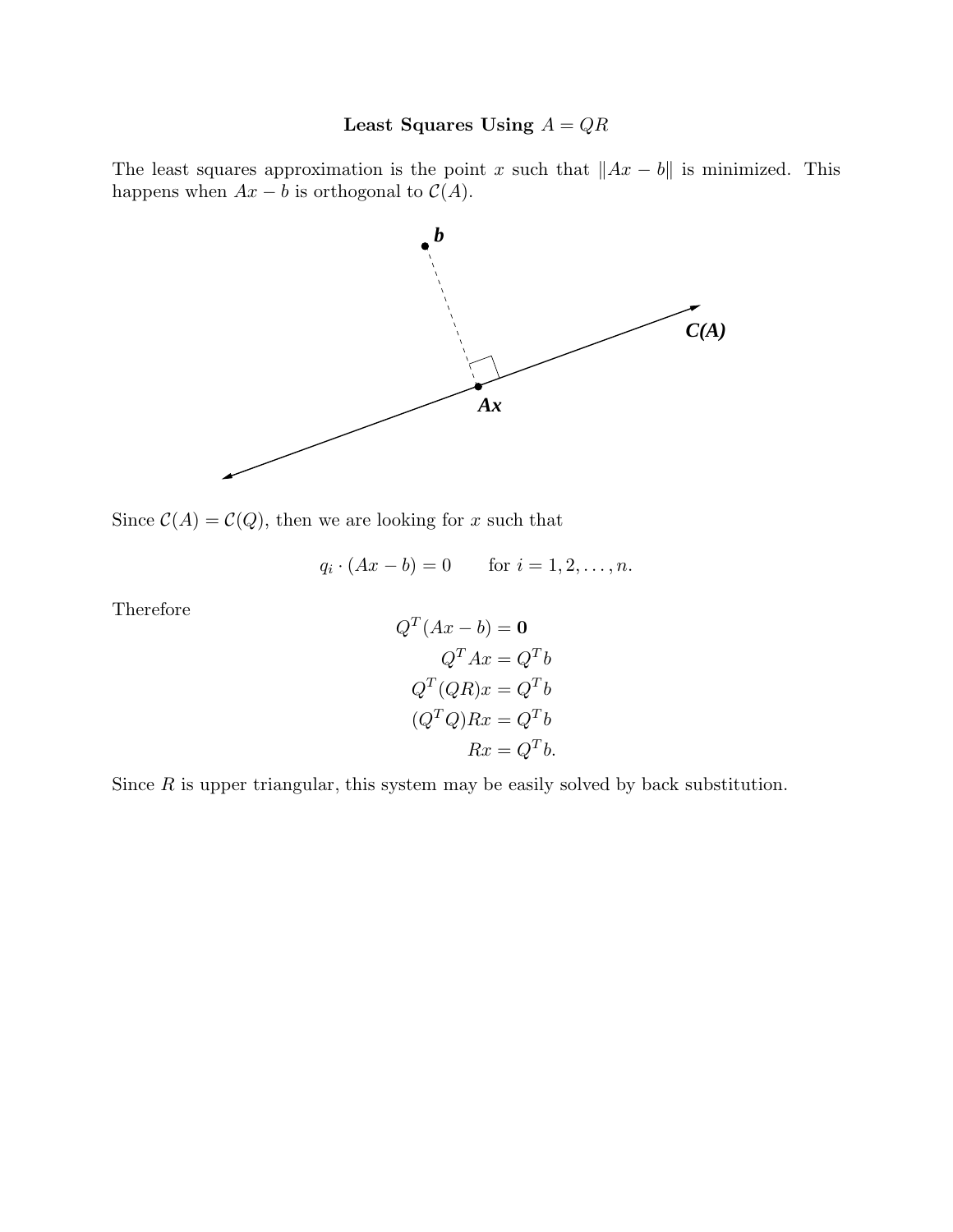**Least Squares Using $A = QR$**

The least squares approximation is the point $x$ such that $\|Ax - b\|$ is minimized. This happens when $Ax - b$ is orthogonal to $\mathcal{C}(A)$.

b

C(A)

Ax

Since $\mathcal{C}(A) = \mathcal{C}(Q)$, then we are looking for $x$ such that

$$q_i \cdot (Ax - b) = 0 \qquad \text{for } i = 1, 2, \ldots, n.$$

Therefore

$$\begin{aligned}
Q^T(Ax - b) &= \mathbf{0} \\
Q^T Ax &= Q^T b \\
Q^T(QR)x &= Q^T b \\
(Q^T Q)Rx &= Q^T b \\
Rx &= Q^T b.
\end{aligned}$$

Since $R$ is upper triangular, this system may be easily solved by back substitution.